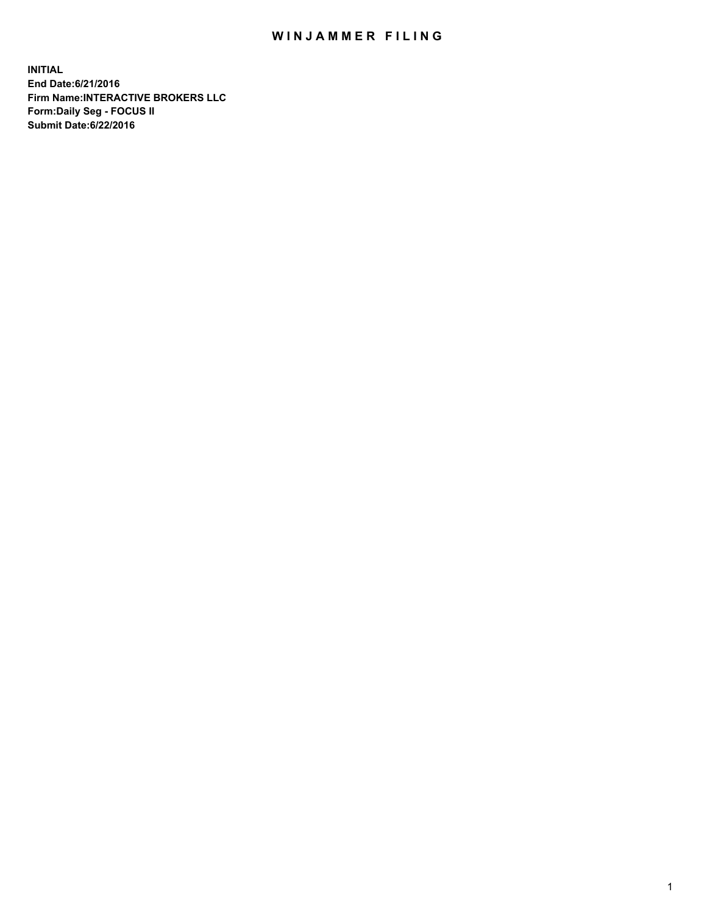# WINJAMMER FILING

**INITIAL**
**End Date:6/21/2016**
**Firm Name:INTERACTIVE BROKERS LLC**
**Form:Daily Seg - FOCUS II**
**Submit Date:6/22/2016**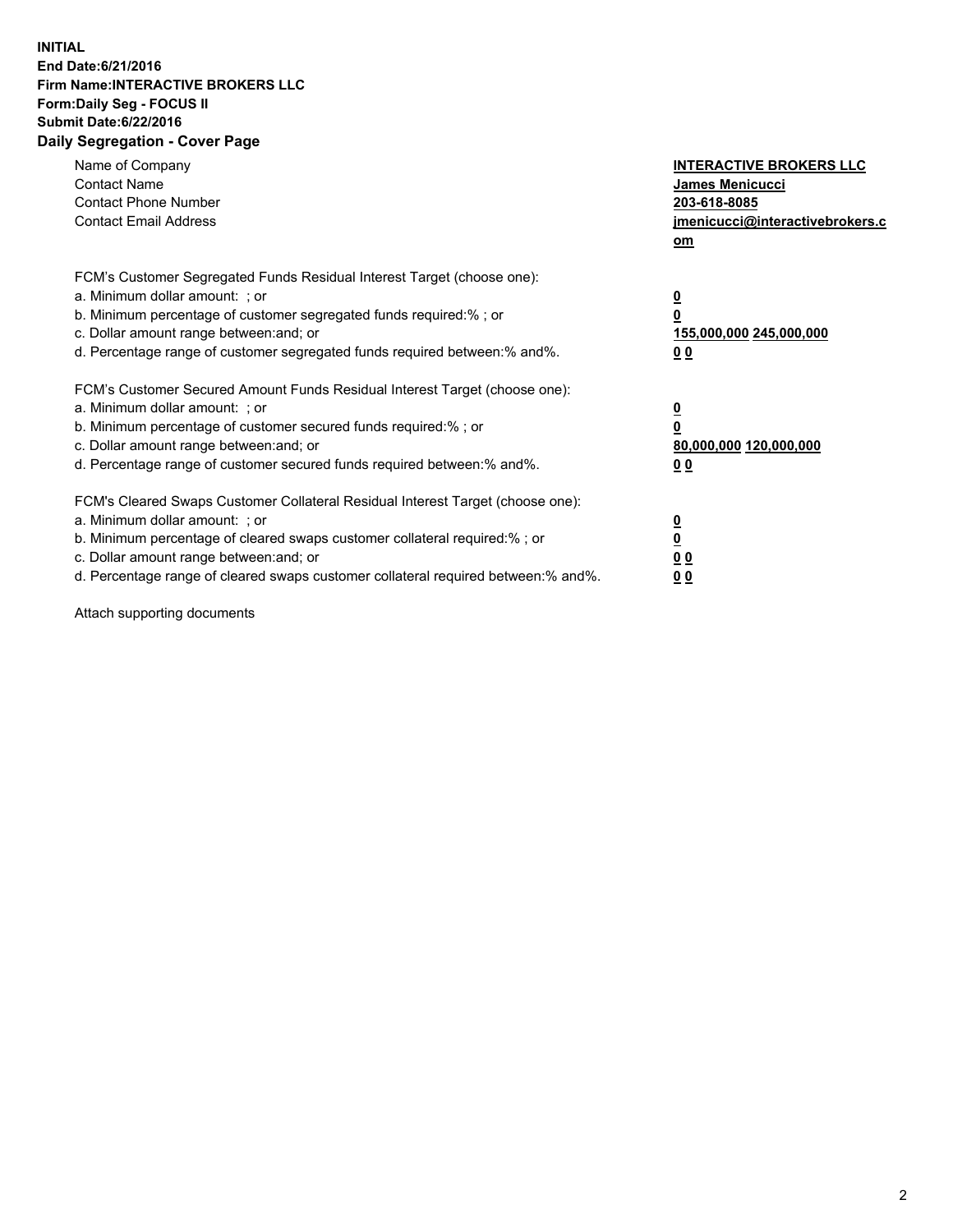**INITIAL**
**End Date:6/21/2016**
**Firm Name:INTERACTIVE BROKERS LLC**
**Form:Daily Seg - FOCUS II**
**Submit Date:6/22/2016**
**Daily Segregation - Cover Page**

| | |
|---|---|
| Name of Company | **INTERACTIVE BROKERS LLC** |
| Contact Name | **James Menicucci** |
| Contact Phone Number | **203-618-8085** |
| Contact Email Address | **jmenicucci@interactivebrokers.com** |

FCM's Customer Segregated Funds Residual Interest Target (choose one):

| | |
|---|---|
| a. Minimum dollar amount: ; or | **0** |
| b. Minimum percentage of customer segregated funds required:% ; or | **0** |
| c. Dollar amount range between:and; or | **155,000,000 245,000,000** |
| d. Percentage range of customer segregated funds required between:% and%. | **0 0** |

FCM's Customer Secured Amount Funds Residual Interest Target (choose one):

| | |
|---|---|
| a. Minimum dollar amount: ; or | **0** |
| b. Minimum percentage of customer secured funds required:% ; or | **0** |
| c. Dollar amount range between:and; or | **80,000,000 120,000,000** |
| d. Percentage range of customer secured funds required between:% and%. | **0 0** |

FCM's Cleared Swaps Customer Collateral Residual Interest Target (choose one):

| | |
|---|---|
| a. Minimum dollar amount: ; or | **0** |
| b. Minimum percentage of cleared swaps customer collateral required:% ; or | **0** |
| c. Dollar amount range between:and; or | **0 0** |
| d. Percentage range of cleared swaps customer collateral required between:% and%. | **0 0** |

Attach supporting documents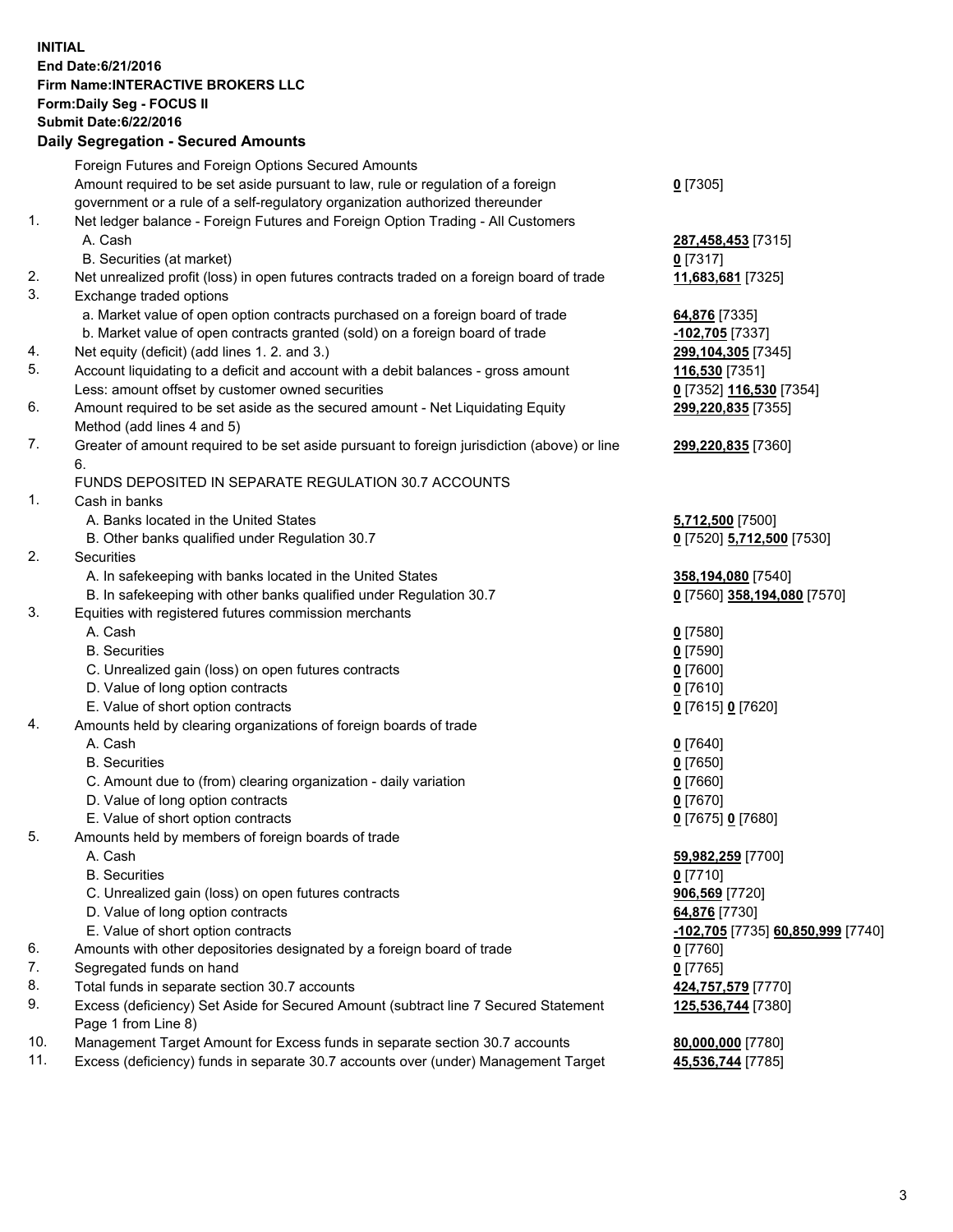**INITIAL**
**End Date:6/21/2016**
**Firm Name:INTERACTIVE BROKERS LLC**
**Form:Daily Seg - FOCUS II**
**Submit Date:6/22/2016**

## Daily Segregation - Secured Amounts

| | | |
|---|---|---|
| | Foreign Futures and Foreign Options Secured Amounts | |
| | Amount required to be set aside pursuant to law, rule or regulation of a foreign government or a rule of a self-regulatory organization authorized thereunder | **0** [7305] |
| 1. | Net ledger balance - Foreign Futures and Foreign Option Trading - All Customers | |
| | A. Cash | **287,458,453** [7315] |
| | B. Securities (at market) | **0** [7317] |
| 2. | Net unrealized profit (loss) in open futures contracts traded on a foreign board of trade | **11,683,681** [7325] |
| 3. | Exchange traded options | |
| | a. Market value of open option contracts purchased on a foreign board of trade | **64,876** [7335] |
| | b. Market value of open contracts granted (sold) on a foreign board of trade | **-102,705** [7337] |
| 4. | Net equity (deficit) (add lines 1. 2. and 3.) | **299,104,305** [7345] |
| 5. | Account liquidating to a deficit and account with a debit balances - gross amount | **116,530** [7351] |
| | Less: amount offset by customer owned securities | **0** [7352] **116,530** [7354] |
| 6. | Amount required to be set aside as the secured amount - Net Liquidating Equity Method (add lines 4 and 5) | **299,220,835** [7355] |
| 7. | Greater of amount required to be set aside pursuant to foreign jurisdiction (above) or line 6. | **299,220,835** [7360] |
| | FUNDS DEPOSITED IN SEPARATE REGULATION 30.7 ACCOUNTS | |
| 1. | Cash in banks | |
| | A. Banks located in the United States | **5,712,500** [7500] |
| | B. Other banks qualified under Regulation 30.7 | **0** [7520] **5,712,500** [7530] |
| 2. | Securities | |
| | A. In safekeeping with banks located in the United States | **358,194,080** [7540] |
| | B. In safekeeping with other banks qualified under Regulation 30.7 | **0** [7560] **358,194,080** [7570] |
| 3. | Equities with registered futures commission merchants | |
| | A. Cash | **0** [7580] |
| | B. Securities | **0** [7590] |
| | C. Unrealized gain (loss) on open futures contracts | **0** [7600] |
| | D. Value of long option contracts | **0** [7610] |
| | E. Value of short option contracts | **0** [7615] **0** [7620] |
| 4. | Amounts held by clearing organizations of foreign boards of trade | |
| | A. Cash | **0** [7640] |
| | B. Securities | **0** [7650] |
| | C. Amount due to (from) clearing organization - daily variation | **0** [7660] |
| | D. Value of long option contracts | **0** [7670] |
| | E. Value of short option contracts | **0** [7675] **0** [7680] |
| 5. | Amounts held by members of foreign boards of trade | |
| | A. Cash | **59,982,259** [7700] |
| | B. Securities | **0** [7710] |
| | C. Unrealized gain (loss) on open futures contracts | **906,569** [7720] |
| | D. Value of long option contracts | **64,876** [7730] |
| | E. Value of short option contracts | **-102,705** [7735] **60,850,999** [7740] |
| 6. | Amounts with other depositories designated by a foreign board of trade | **0** [7760] |
| 7. | Segregated funds on hand | **0** [7765] |
| 8. | Total funds in separate section 30.7 accounts | **424,757,579** [7770] |
| 9. | Excess (deficiency) Set Aside for Secured Amount (subtract line 7 Secured Statement Page 1 from Line 8) | **125,536,744** [7380] |
| 10. | Management Target Amount for Excess funds in separate section 30.7 accounts | **80,000,000** [7780] |
| 11. | Excess (deficiency) funds in separate 30.7 accounts over (under) Management Target | **45,536,744** [7785] |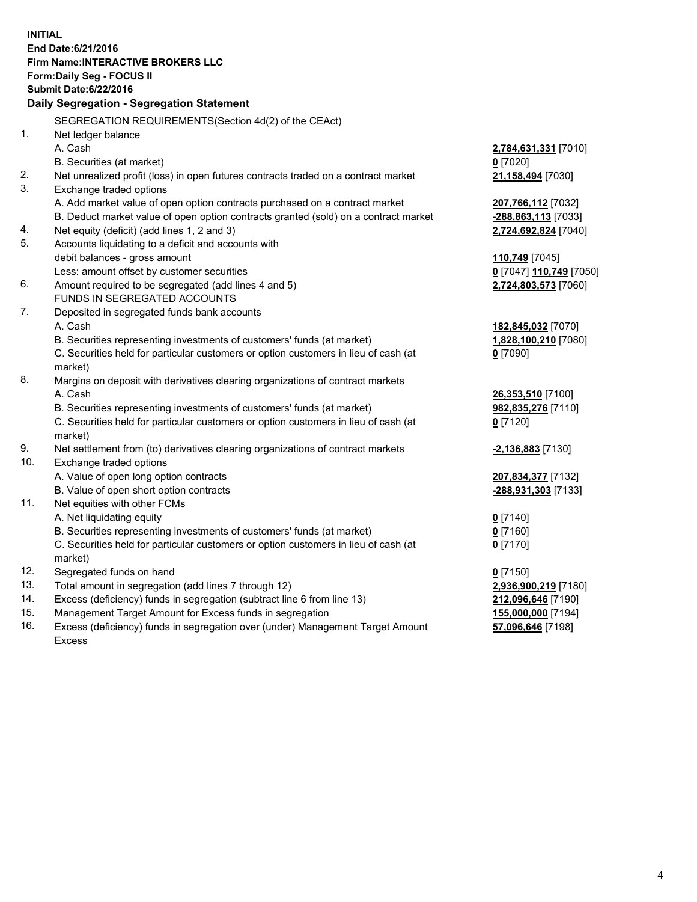**INITIAL**
**End Date:6/21/2016**
**Firm Name:INTERACTIVE BROKERS LLC**
**Form:Daily Seg - FOCUS II**
**Submit Date:6/22/2016**
**Daily Segregation - Segregation Statement**

SEGREGATION REQUIREMENTS(Section 4d(2) of the CEAct)

| | | |
|---|---|---|
| 1. | Net ledger balance | |
| | A. Cash | **2,784,631,331** [7010] |
| | B. Securities (at market) | **0** [7020] |
| 2. | Net unrealized profit (loss) in open futures contracts traded on a contract market | **21,158,494** [7030] |
| 3. | Exchange traded options | |
| | A. Add market value of open option contracts purchased on a contract market | **207,766,112** [7032] |
| | B. Deduct market value of open option contracts granted (sold) on a contract market | **-288,863,113** [7033] |
| 4. | Net equity (deficit) (add lines 1, 2 and 3) | **2,724,692,824** [7040] |
| 5. | Accounts liquidating to a deficit and accounts with debit balances - gross amount | **110,749** [7045] |
| | Less: amount offset by customer securities | **0** [7047] **110,749** [7050] |
| 6. | Amount required to be segregated (add lines 4 and 5) | **2,724,803,573** [7060] |
| | FUNDS IN SEGREGATED ACCOUNTS | |
| 7. | Deposited in segregated funds bank accounts | |
| | A. Cash | **182,845,032** [7070] |
| | B. Securities representing investments of customers' funds (at market) | **1,828,100,210** [7080] |
| | C. Securities held for particular customers or option customers in lieu of cash (at market) | **0** [7090] |
| 8. | Margins on deposit with derivatives clearing organizations of contract markets | |
| | A. Cash | **26,353,510** [7100] |
| | B. Securities representing investments of customers' funds (at market) | **982,835,276** [7110] |
| | C. Securities held for particular customers or option customers in lieu of cash (at market) | **0** [7120] |
| 9. | Net settlement from (to) derivatives clearing organizations of contract markets | **-2,136,883** [7130] |
| 10. | Exchange traded options | |
| | A. Value of open long option contracts | **207,834,377** [7132] |
| | B. Value of open short option contracts | **-288,931,303** [7133] |
| 11. | Net equities with other FCMs | |
| | A. Net liquidating equity | **0** [7140] |
| | B. Securities representing investments of customers' funds (at market) | **0** [7160] |
| | C. Securities held for particular customers or option customers in lieu of cash (at market) | **0** [7170] |
| 12. | Segregated funds on hand | **0** [7150] |
| 13. | Total amount in segregation (add lines 7 through 12) | **2,936,900,219** [7180] |
| 14. | Excess (deficiency) funds in segregation (subtract line 6 from line 13) | **212,096,646** [7190] |
| 15. | Management Target Amount for Excess funds in segregation | **155,000,000** [7194] |
| 16. | Excess (deficiency) funds in segregation over (under) Management Target Amount Excess | **57,096,646** [7198] |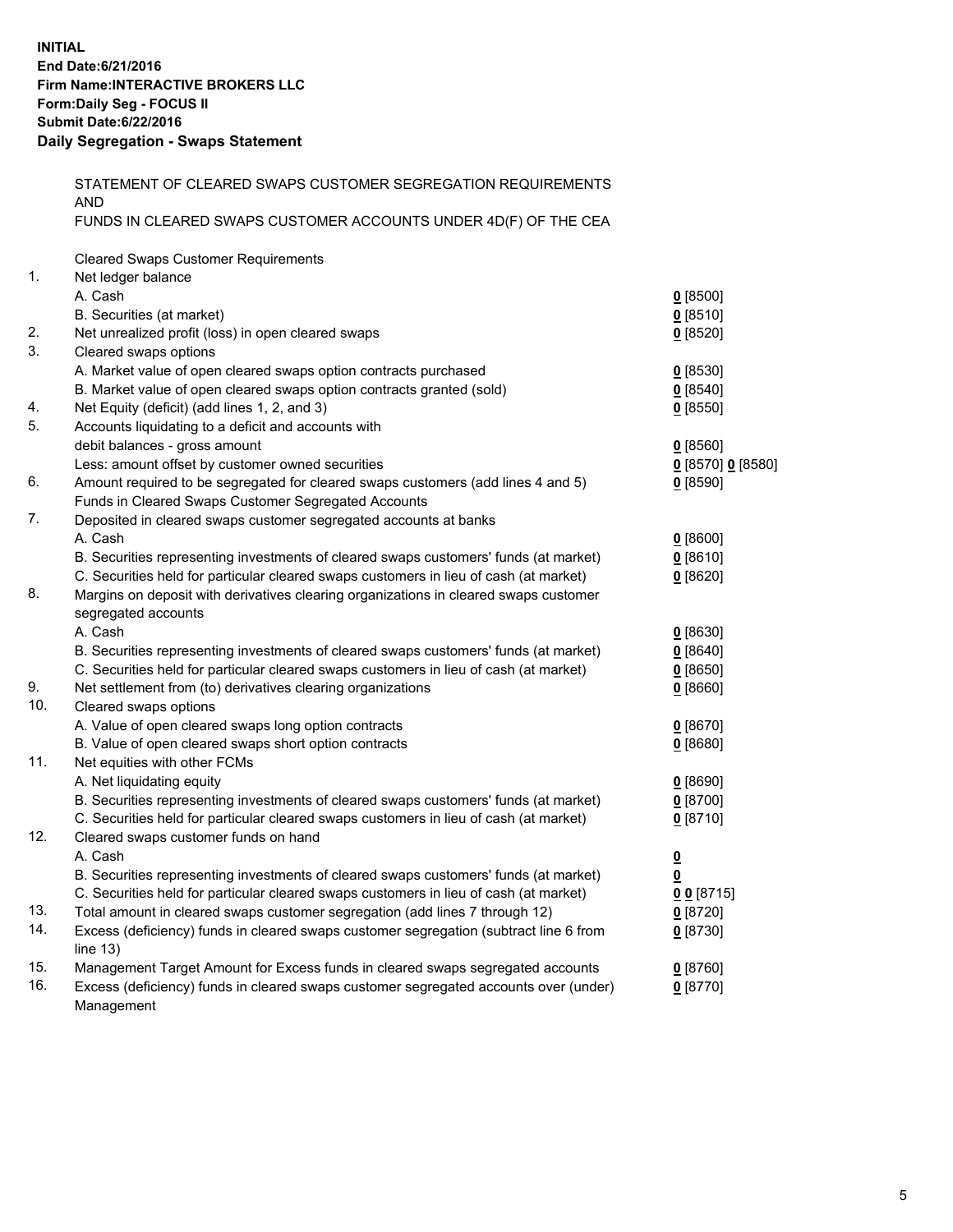**INITIAL**
**End Date:6/21/2016**
**Firm Name:INTERACTIVE BROKERS LLC**
**Form:Daily Seg - FOCUS II**
**Submit Date:6/22/2016**
**Daily Segregation - Swaps Statement**

STATEMENT OF CLEARED SWAPS CUSTOMER SEGREGATION REQUIREMENTS
AND
FUNDS IN CLEARED SWAPS CUSTOMER ACCOUNTS UNDER 4D(F) OF THE CEA

| | | |
|---|---|---|
| | Cleared Swaps Customer Requirements | |
| 1. | Net ledger balance | |
| | A. Cash | 0 [8500] |
| | B. Securities (at market) | 0 [8510] |
| 2. | Net unrealized profit (loss) in open cleared swaps | 0 [8520] |
| 3. | Cleared swaps options | |
| | A. Market value of open cleared swaps option contracts purchased | 0 [8530] |
| | B. Market value of open cleared swaps option contracts granted (sold) | 0 [8540] |
| 4. | Net Equity (deficit) (add lines 1, 2, and 3) | 0 [8550] |
| 5. | Accounts liquidating to a deficit and accounts with | |
| | debit balances - gross amount | 0 [8560] |
| | Less: amount offset by customer owned securities | 0 [8570] 0 [8580] |
| 6. | Amount required to be segregated for cleared swaps customers (add lines 4 and 5) | 0 [8590] |
| | Funds in Cleared Swaps Customer Segregated Accounts | |
| 7. | Deposited in cleared swaps customer segregated accounts at banks | |
| | A. Cash | 0 [8600] |
| | B. Securities representing investments of cleared swaps customers' funds (at market) | 0 [8610] |
| | C. Securities held for particular cleared swaps customers in lieu of cash (at market) | 0 [8620] |
| 8. | Margins on deposit with derivatives clearing organizations in cleared swaps customer segregated accounts | |
| | A. Cash | 0 [8630] |
| | B. Securities representing investments of cleared swaps customers' funds (at market) | 0 [8640] |
| | C. Securities held for particular cleared swaps customers in lieu of cash (at market) | 0 [8650] |
| 9. | Net settlement from (to) derivatives clearing organizations | 0 [8660] |
| 10. | Cleared swaps options | |
| | A. Value of open cleared swaps long option contracts | 0 [8670] |
| | B. Value of open cleared swaps short option contracts | 0 [8680] |
| 11. | Net equities with other FCMs | |
| | A. Net liquidating equity | 0 [8690] |
| | B. Securities representing investments of cleared swaps customers' funds (at market) | 0 [8700] |
| | C. Securities held for particular cleared swaps customers in lieu of cash (at market) | 0 [8710] |
| 12. | Cleared swaps customer funds on hand | |
| | A. Cash | 0 |
| | B. Securities representing investments of cleared swaps customers' funds (at market) | 0 |
| | C. Securities held for particular cleared swaps customers in lieu of cash (at market) | 0 0 [8715] |
| 13. | Total amount in cleared swaps customer segregation (add lines 7 through 12) | 0 [8720] |
| 14. | Excess (deficiency) funds in cleared swaps customer segregation (subtract line 6 from line 13) | 0 [8730] |
| 15. | Management Target Amount for Excess funds in cleared swaps segregated accounts | 0 [8760] |
| 16. | Excess (deficiency) funds in cleared swaps customer segregated accounts over (under) Management | 0 [8770] |